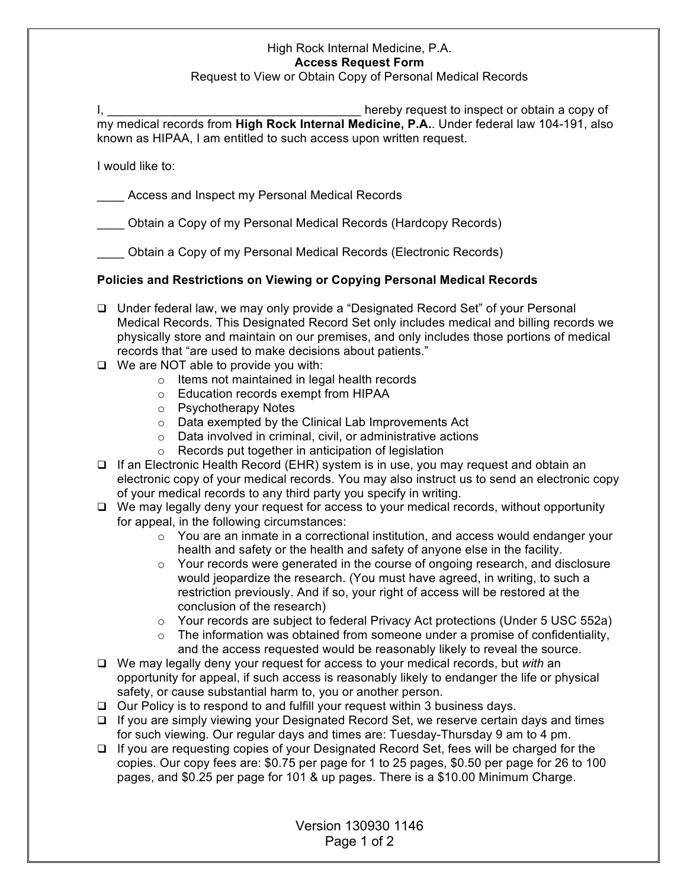High Rock Internal Medicine, P.A.

**Access Request Form**

Request to View or Obtain Copy of Personal Medical Records

I, ____________________________________ hereby request to inspect or obtain a copy of my medical records from **High Rock Internal Medicine, P.A.**. Under federal law 104-191, also known as HIPAA, I am entitled to such access upon written request.

I would like to:

____ Access and Inspect my Personal Medical Records

____ Obtain a Copy of my Personal Medical Records (Hardcopy Records)

____ Obtain a Copy of my Personal Medical Records (Electronic Records)

**Policies and Restrictions on Viewing or Copying Personal Medical Records**

- ❑ Under federal law, we may only provide a "Designated Record Set" of your Personal Medical Records. This Designated Record Set only includes medical and billing records we physically store and maintain on our premises, and only includes those portions of medical records that "are used to make decisions about patients."
- ❑ We are NOT able to provide you with:
  - Items not maintained in legal health records
  - Education records exempt from HIPAA
  - Psychotherapy Notes
  - Data exempted by the Clinical Lab Improvements Act
  - Data involved in criminal, civil, or administrative actions
  - Records put together in anticipation of legislation
- ❑ If an Electronic Health Record (EHR) system is in use, you may request and obtain an electronic copy of your medical records. You may also instruct us to send an electronic copy of your medical records to any third party you specify in writing.
- ❑ We may legally deny your request for access to your medical records, without opportunity for appeal, in the following circumstances:
  - You are an inmate in a correctional institution, and access would endanger your health and safety or the health and safety of anyone else in the facility.
  - Your records were generated in the course of ongoing research, and disclosure would jeopardize the research. (You must have agreed, in writing, to such a restriction previously. And if so, your right of access will be restored at the conclusion of the research)
  - Your records are subject to federal Privacy Act protections (Under 5 USC 552a)
  - The information was obtained from someone under a promise of confidentiality, and the access requested would be reasonably likely to reveal the source.
- ❑ We may legally deny your request for access to your medical records, but *with* an opportunity for appeal, if such access is reasonably likely to endanger the life or physical safety, or cause substantial harm to, you or another person.
- ❑ Our Policy is to respond to and fulfill your request within 3 business days.
- ❑ If you are simply viewing your Designated Record Set, we reserve certain days and times for such viewing. Our regular days and times are: Tuesday-Thursday 9 am to 4 pm.
- ❑ If you are requesting copies of your Designated Record Set, fees will be charged for the copies. Our copy fees are: $0.75 per page for 1 to 25 pages, $0.50 per page for 26 to 100 pages, and $0.25 per page for 101 & up pages. There is a $10.00 Minimum Charge.

Version 130930 1146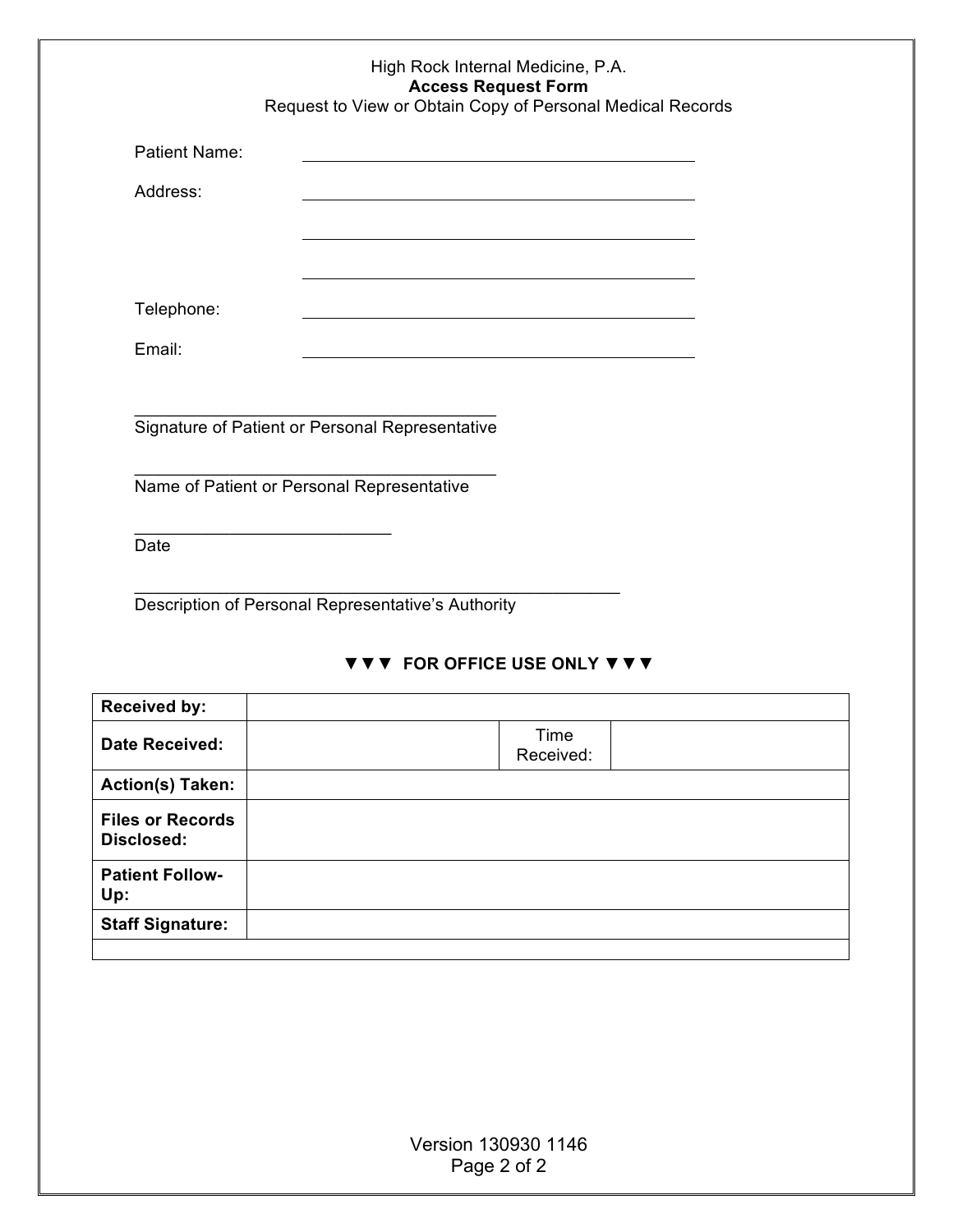High Rock Internal Medicine, P.A.

**Access Request Form**

Request to View or Obtain Copy of Personal Medical Records

Patient Name: ______________________________________________

Address: ______________________________________________

______________________________________________

______________________________________________

Telephone: ______________________________________________

Email: ______________________________________________

________________________________________
Signature of Patient or Personal Representative

________________________________________
Name of Patient or Personal Representative

____________________________
Date

______________________________________________________
Description of Personal Representative's Authority

**▼▼▼ FOR OFFICE USE ONLY ▼▼▼**

| | | | |
|---|---|---|---|
| **Received by:** | | | |
| **Date Received:** | | Time Received: | |
| **Action(s) Taken:** | | | |
| **Files or Records Disclosed:** | | | |
| **Patient Follow-Up:** | | | |
| **Staff Signature:** | | | |
| | | | |

Version 130930 1146